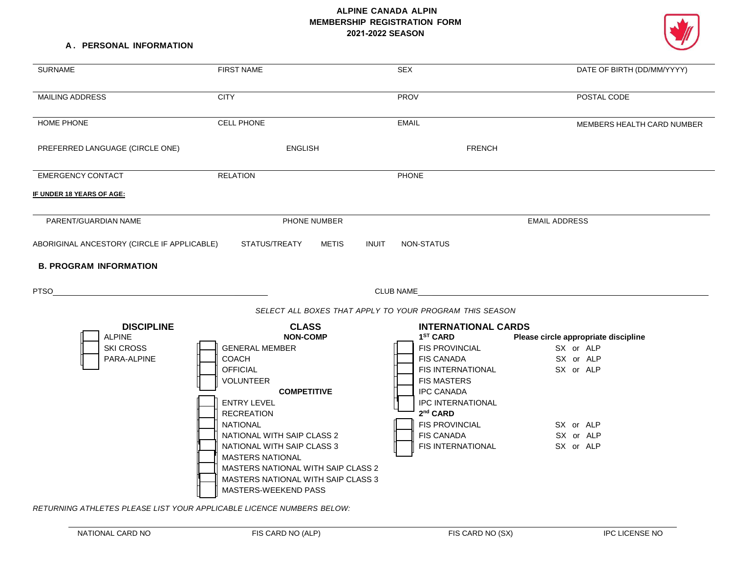# ALPINE CANADA ALPIN
## MEMBERSHIP REGISTRATION FORM
## 2021-2022 SEASON

### A. PERSONAL INFORMATION

| SURNAME | FIRST NAME | SEX | DATE OF BIRTH (DD/MM/YYYY) |
|---|---|---|---|
| MAILING ADDRESS | CITY | PROV | POSTAL CODE |
| HOME PHONE | CELL PHONE | EMAIL | MEMBERS HEALTH CARD NUMBER |

PREFERRED LANGUAGE (CIRCLE ONE) ENGLISH FRENCH

| EMERGENCY CONTACT | RELATION | PHONE |
|---|---|---|

**IF UNDER 18 YEARS OF AGE:**

| PARENT/GUARDIAN NAME | PHONE NUMBER | EMAIL ADDRESS |
|---|---|---|

ABORIGINAL ANCESTORY (CIRCLE IF APPLICABLE) STATUS/TREATY METIS INUIT NON-STATUS

### B. PROGRAM INFORMATION

PTSO\_\_\_\_\_\_\_\_\_\_\_\_\_\_\_\_\_\_\_\_\_\_\_\_\_\_\_\_\_\_ CLUB NAME\_\_\_\_\_\_\_\_\_\_\_\_\_\_\_\_\_\_\_\_\_\_\_\_\_\_\_\_\_\_

*SELECT ALL BOXES THAT APPLY TO YOUR PROGRAM THIS SEASON*

**DISCIPLINE**

- ☐ ALPINE
- ☐ SKI CROSS
- ☐ PARA-ALPINE

**CLASS**

**NON-COMP**

- ☐ GENERAL MEMBER
- ☐ COACH
- ☐ OFFICIAL
- ☐ VOLUNTEER

**COMPETITIVE**

- ☐ ENTRY LEVEL
- ☐ RECREATION
- ☐ NATIONAL
- ☐ NATIONAL WITH SAIP CLASS 2
- ☐ NATIONAL WITH SAIP CLASS 3
- ☐ MASTERS NATIONAL
- ☐ MASTERS NATIONAL WITH SAIP CLASS 2
- ☐ MASTERS NATIONAL WITH SAIP CLASS 3
- ☐ MASTERS-WEEKEND PASS

**INTERNATIONAL CARDS**

| **1ST CARD** | **Please circle appropriate discipline** |
|---|---|
| ☐ FIS PROVINCIAL | SX or ALP |
| ☐ FIS CANADA | SX or ALP |
| ☐ FIS INTERNATIONAL | SX or ALP |
| ☐ FIS MASTERS | |
| ☐ IPC CANADA | |
| ☐ IPC INTERNATIONAL | |
| **2nd CARD** | |
| ☐ FIS PROVINCIAL | SX or ALP |
| ☐ FIS CANADA | SX or ALP |
| ☐ FIS INTERNATIONAL | SX or ALP |

*RETURNING ATHLETES PLEASE LIST YOUR APPLICABLE LICENCE NUMBERS BELOW:*

| NATIONAL CARD NO | FIS CARD NO (ALP) | FIS CARD NO (SX) | IPC LICENSE NO |
|---|---|---|---|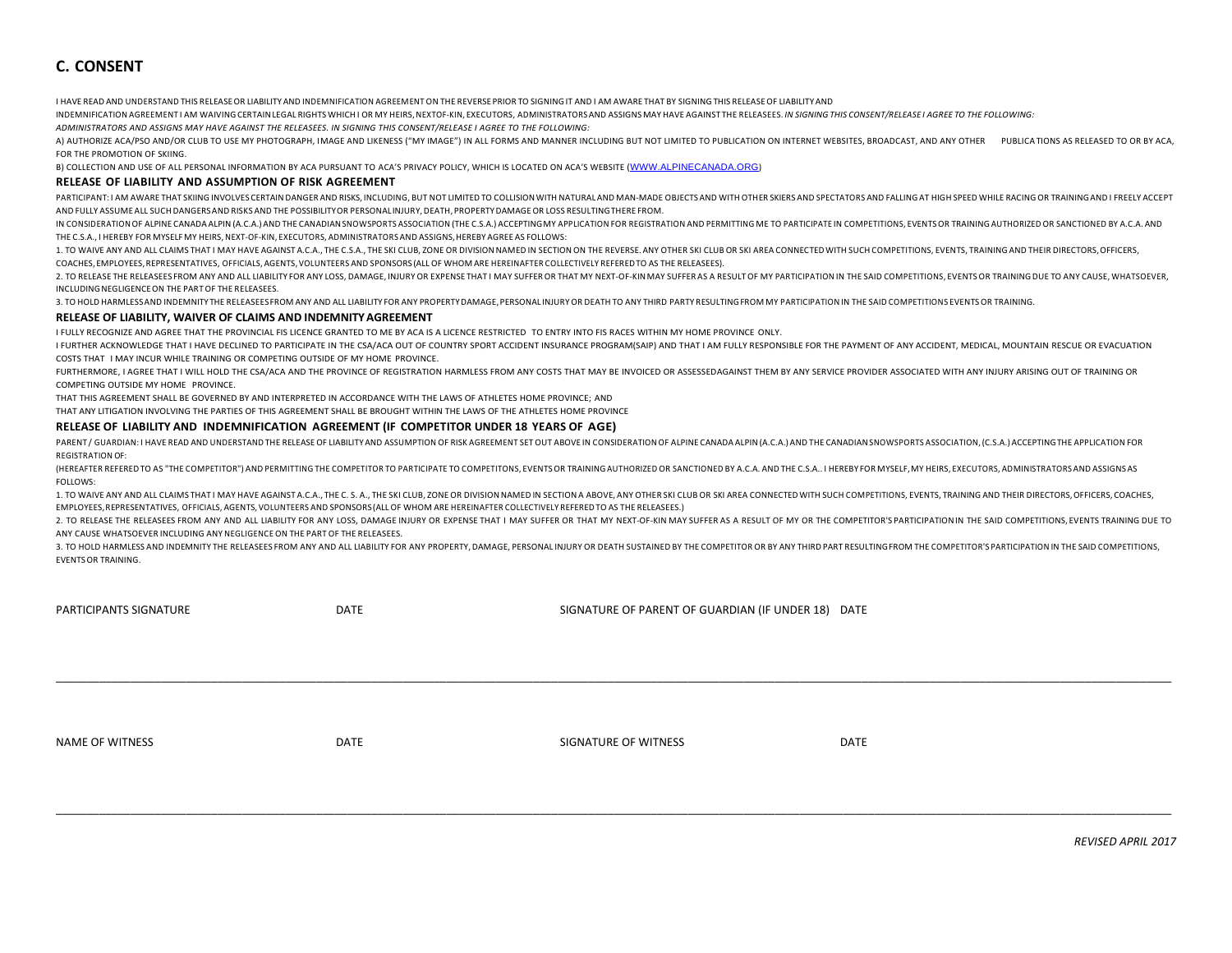## C. CONSENT

I HAVE READ AND UNDERSTAND THIS RELEASE OR LIABILITY AND INDEMNIFICATION AGREEMENT ON THE REVERSE PRIOR TO SIGNING IT AND I AM AWARE THAT BY SIGNING THIS RELEASE OF LIABILITY AND INDEMNIFICATION AGREEMENT I AM WAIVING CERTAIN LEGAL RIGHTS WHICH I OR MY HEIRS, NEXTOF-KIN, EXECUTORS, ADMINISTRATORS AND ASSIGNS MAY HAVE AGAINST THE RELEASEES. *IN SIGNING THIS CONSENT/RELEASE I AGREE TO THE FOLLOWING:*
*ADMINISTRATORS AND ASSIGNS MAY HAVE AGAINST THE RELEASEES. IN SIGNING THIS CONSENT/RELEASE I AGREE TO THE FOLLOWING:*

A) AUTHORIZE ACA/PSO AND/OR CLUB TO USE MY PHOTOGRAPH, IMAGE AND LIKENESS ("MY IMAGE") IN ALL FORMS AND MANNER INCLUDING BUT NOT LIMITED TO PUBLICATION ON INTERNET WEBSITES, BROADCAST, AND ANY OTHER PUBLICATIONS AS RELEASED TO OR BY ACA, FOR THE PROMOTION OF SKIING.

B) COLLECTION AND USE OF ALL PERSONAL INFORMATION BY ACA PURSUANT TO ACA'S PRIVACY POLICY, WHICH IS LOCATED ON ACA'S WEBSITE (WWW.ALPINECANADA.ORG)

### RELEASE OF LIABILITY AND ASSUMPTION OF RISK AGREEMENT

PARTICIPANT: I AM AWARE THAT SKIING INVOLVES CERTAIN DANGER AND RISKS, INCLUDING, BUT NOT LIMITED TO COLLISION WITH NATURAL AND MAN-MADE OBJECTS AND WITH OTHER SKIERS AND SPECTATORS AND FALLING AT HIGH SPEED WHILE RACING OR TRAINING AND I FREELY ACCEPT AND FULLY ASSUME ALL SUCH DANGERS AND RISKS AND THE POSSIBILITY OR PERSONAL INJURY, DEATH, PROPERTY DAMAGE OR LOSS RESULTING THERE FROM.

IN CONSIDERATION OF ALPINE CANADA ALPIN (A.C.A.) AND THE CANADIAN SNOWSPORTS ASSOCIATION (THE C.S.A.) ACCEPTING MY APPLICATION FOR REGISTRATION AND PERMITTING ME TO PARTICIPATE IN COMPETITIONS, EVENTS OR TRAINING AUTHORIZED OR SANCTIONED BY A.C.A. AND THE C.S.A., I HEREBY FOR MYSELF MY HEIRS, NEXT-OF-KIN, EXECUTORS, ADMINISTRATORS AND ASSIGNS, HEREBY AGREE AS FOLLOWS:

1. TO WAIVE ANY AND ALL CLAIMS THAT I MAY HAVE AGAINST A.C.A., THE C.S.A., THE SKI CLUB, ZONE OR DIVISION NAMED IN SECTION ON THE REVERSE. ANY OTHER SKI CLUB OR SKI AREA CONNECTED WITH SUCH COMPETITIONS, EVENTS, TRAINING AND THEIR DIRECTORS, OFFICERS, COACHES, EMPLOYEES, REPRESENTATIVES, OFFICIALS, AGENTS, VOLUNTEERS AND SPONSORS (ALL OF WHOM ARE HEREINAFTER COLLECTIVELY REFERED TO AS THE RELEASEES).
2. TO RELEASE THE RELEASEES FROM ANY AND ALL LIABILITY FOR ANY LOSS, DAMAGE, INJURY OR EXPENSE THAT I MAY SUFFER OR THAT MY NEXT-OF-KIN MAY SUFFER AS A RESULT OF MY PARTICIPATION IN THE SAID COMPETITIONS, EVENTS OR TRAINING DUE TO ANY CAUSE, WHATSOEVER, INCLUDING NEGLIGENCE ON THE PART OF THE RELEASEES.
3. TO HOLD HARMLESS AND INDEMNITY THE RELEASEES FROM ANY AND ALL LIABILITY FOR ANY PROPERTY DAMAGE, PERSONAL INJURY OR DEATH TO ANY THIRD PARTY RESULTING FROM MY PARTICIPATION IN THE SAID COMPETITIONS EVENTS OR TRAINING.

### RELEASE OF LIABILITY, WAIVER OF CLAIMS AND INDEMNITY AGREEMENT

I FULLY RECOGNIZE AND AGREE THAT THE PROVINCIAL FIS LICENCE GRANTED TO ME BY ACA IS A LICENCE RESTRICTED TO ENTRY INTO FIS RACES WITHIN MY HOME PROVINCE ONLY.

I FURTHER ACKNOWLEDGE THAT I HAVE DECLINED TO PARTICIPATE IN THE CSA/ACA OUT OF COUNTRY SPORT ACCIDENT INSURANCE PROGRAM(SAIP) AND THAT I AM FULLY RESPONSIBLE FOR THE PAYMENT OF ANY ACCIDENT, MEDICAL, MOUNTAIN RESCUE OR EVACUATION COSTS THAT I MAY INCUR WHILE TRAINING OR COMPETING OUTSIDE OF MY HOME PROVINCE.

FURTHERMORE, I AGREE THAT I WILL HOLD THE CSA/ACA AND THE PROVINCE OF REGISTRATION HARMLESS FROM ANY COSTS THAT MAY BE INVOICED OR ASSESSEDAGAINST THEM BY ANY SERVICE PROVIDER ASSOCIATED WITH ANY INJURY ARISING OUT OF TRAINING OR COMPETING OUTSIDE MY HOME PROVINCE.

THAT THIS AGREEMENT SHALL BE GOVERNED BY AND INTERPRETED IN ACCORDANCE WITH THE LAWS OF ATHLETES HOME PROVINCE; AND

THAT ANY LITIGATION INVOLVING THE PARTIES OF THIS AGREEMENT SHALL BE BROUGHT WITHIN THE LAWS OF THE ATHLETES HOME PROVINCE

### RELEASE OF LIABILITY AND INDEMNIFICATION AGREEMENT (IF COMPETITOR UNDER 18 YEARS OF AGE)

PARENT / GUARDIAN: I HAVE READ AND UNDERSTAND THE RELEASE OF LIABILITY AND ASSUMPTION OF RISK AGREEMENT SET OUT ABOVE IN CONSIDERATION OF ALPINE CANADA ALPIN (A.C.A.) AND THE CANADIAN SNOWSPORTS ASSOCIATION, (C.S.A.) ACCEPTING THE APPLICATION FOR REGISTRATION OF:

(HEREAFTER REFERED TO AS "THE COMPETITOR") AND PERMITTING THE COMPETITOR TO PARTICIPATE TO COMPETITONS, EVENTS OR TRAINING AUTHORIZED OR SANCTIONED BY A.C.A. AND THE C.S.A.. I HEREBY FOR MYSELF, MY HEIRS, EXECUTORS, ADMINISTRATORS AND ASSIGNS AS FOLLOWS:

1. TO WAIVE ANY AND ALL CLAIMS THAT I MAY HAVE AGAINST A.C.A., THE C. S. A., THE SKI CLUB, ZONE OR DIVISION NAMED IN SECTION A ABOVE, ANY OTHER SKI CLUB OR SKI AREA CONNECTED WITH SUCH COMPETITIONS, EVENTS, TRAINING AND THEIR DIRECTORS, OFFICERS, COACHES, EMPLOYEES, REPRESENTATIVES, OFFICIALS, AGENTS, VOLUNTEERS AND SPONSORS (ALL OF WHOM ARE HEREINAFTER COLLECTIVELY REFERED TO AS THE RELEASEES.)
2. TO RELEASE THE RELEASEES FROM ANY AND ALL LIABILITY FOR ANY LOSS, DAMAGE INJURY OR EXPENSE THAT I MAY SUFFER OR THAT MY NEXT-OF-KIN MAY SUFFER AS A RESULT OF MY OR THE COMPETITOR'S PARTICIPATION IN THE SAID COMPETITIONS, EVENTS TRAINING DUE TO ANY CAUSE WHATSOEVER INCLUDING ANY NEGLIGENCE ON THE PART OF THE RELEASEES.
3. TO HOLD HARMLESS AND INDEMNITY THE RELEASEES FROM ANY AND ALL LIABILITY FOR ANY PROPERTY, DAMAGE, PERSONAL INJURY OR DEATH SUSTAINED BY THE COMPETITOR OR BY ANY THIRD PART RESULTING FROM THE COMPETITOR'S PARTICIPATION IN THE SAID COMPETITIONS, EVENTS OR TRAINING.

PARTICIPANTS SIGNATURE | DATE | SIGNATURE OF PARENT OF GUARDIAN (IF UNDER 18) | DATE

_______________________________________________

NAME OF WITNESS | DATE | SIGNATURE OF WITNESS | DATE

_______________________________________________

*REVISED APRIL 2017*